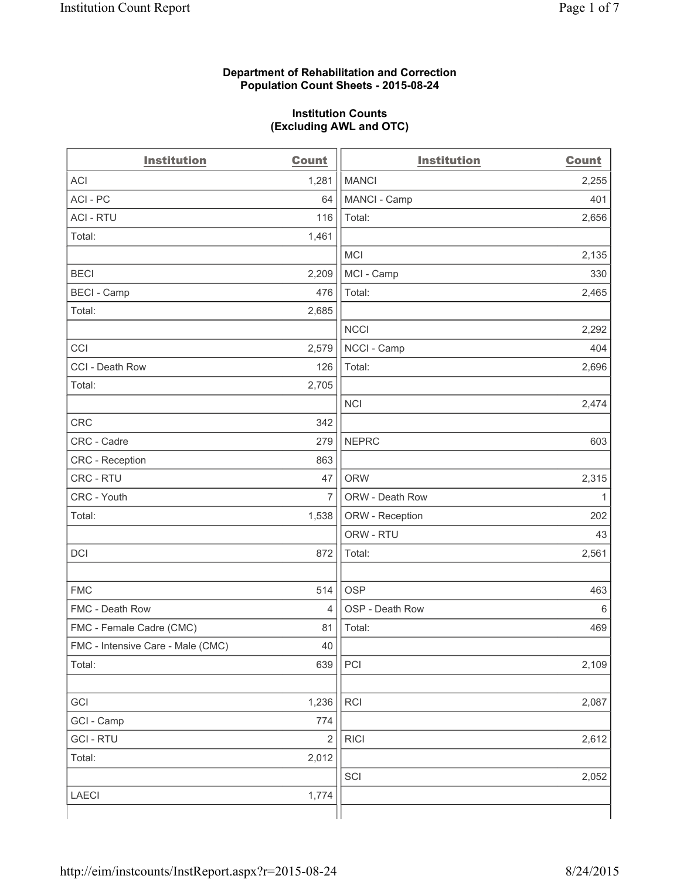**Department of Rehabilitation and Correction**
**Population Count Sheets - 2015-08-24**

**Institution Counts**
**(Excluding AWL and OTC)**

| Institution | Count | Institution | Count |
|---|---|---|---|
| ACI | 1,281 | MANCI | 2,255 |
| ACI - PC | 64 | MANCI - Camp | 401 |
| ACI - RTU | 116 | Total: | 2,656 |
| Total: | 1,461 | | |
| | | MCI | 2,135 |
| BECI | 2,209 | MCI - Camp | 330 |
| BECI - Camp | 476 | Total: | 2,465 |
| Total: | 2,685 | | |
| | | NCCI | 2,292 |
| CCI | 2,579 | NCCI - Camp | 404 |
| CCI - Death Row | 126 | Total: | 2,696 |
| Total: | 2,705 | | |
| | | NCI | 2,474 |
| CRC | 342 | | |
| CRC - Cadre | 279 | NEPRC | 603 |
| CRC - Reception | 863 | | |
| CRC - RTU | 47 | ORW | 2,315 |
| CRC - Youth | 7 | ORW - Death Row | 1 |
| Total: | 1,538 | ORW - Reception | 202 |
| | | ORW - RTU | 43 |
| DCI | 872 | Total: | 2,561 |
| | | | |
| FMC | 514 | OSP | 463 |
| FMC - Death Row | 4 | OSP - Death Row | 6 |
| FMC - Female Cadre (CMC) | 81 | Total: | 469 |
| FMC - Intensive Care - Male (CMC) | 40 | | |
| Total: | 639 | PCI | 2,109 |
| | | | |
| GCI | 1,236 | RCI | 2,087 |
| GCI - Camp | 774 | | |
| GCI - RTU | 2 | RICI | 2,612 |
| Total: | 2,012 | | |
| | | SCI | 2,052 |
| LAECI | 1,774 | | |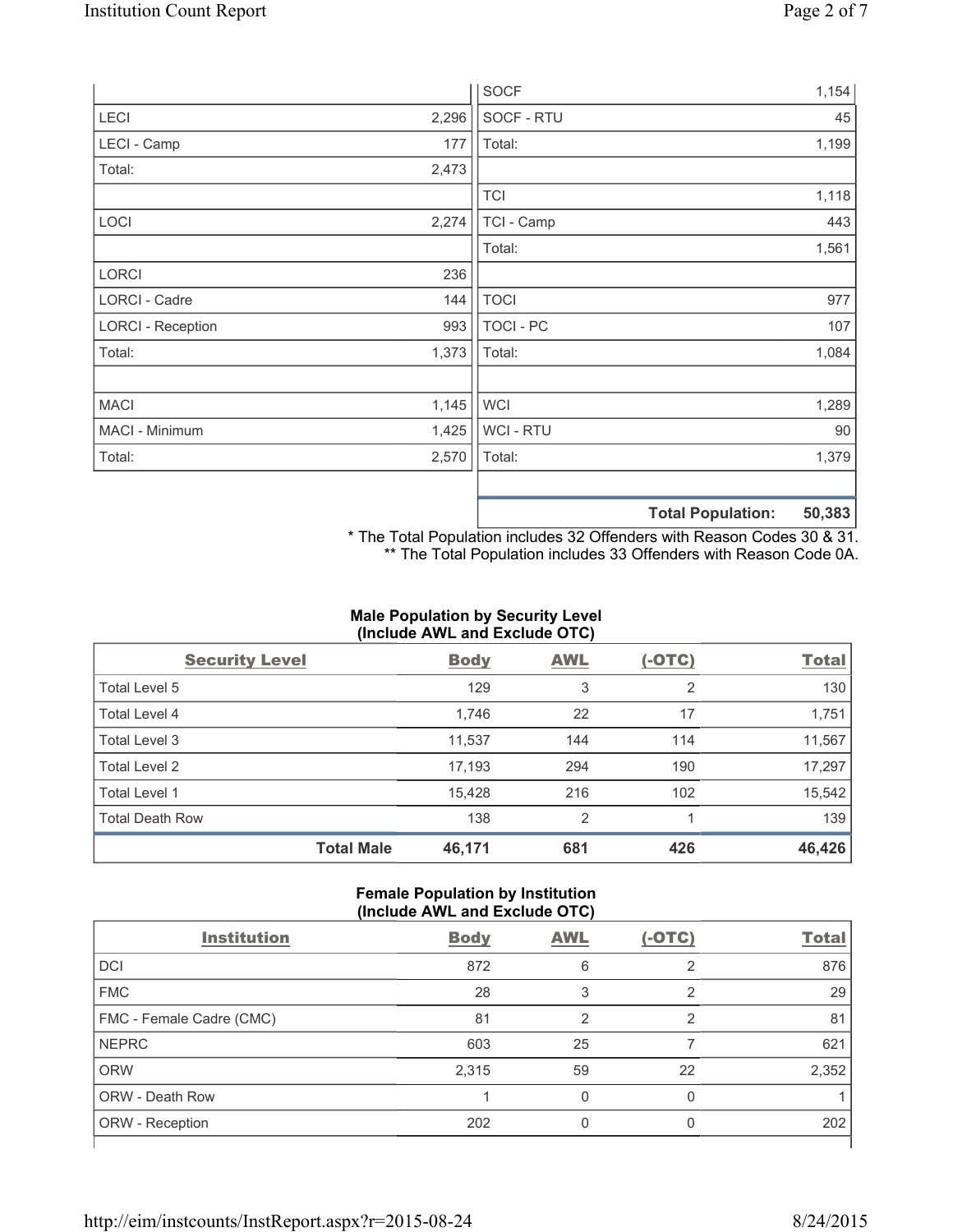| | | | |
|---|---|---|---|
| | | SOCF | 1,154 |
| LECI | 2,296 | SOCF - RTU | 45 |
| LECI - Camp | 177 | Total: | 1,199 |
| Total: | 2,473 | | |
| | | TCI | 1,118 |
| LOCI | 2,274 | TCI - Camp | 443 |
| | | Total: | 1,561 |
| LORCI | 236 | | |
| LORCI - Cadre | 144 | TOCI | 977 |
| LORCI - Reception | 993 | TOCI - PC | 107 |
| Total: | 1,373 | Total: | 1,084 |
| | | | |
| MACI | 1,145 | WCI | 1,289 |
| MACI - Minimum | 1,425 | WCI - RTU | 90 |
| Total: | 2,570 | Total: | 1,379 |
| | | | |
| | | **Total Population:** | **50,383** |

\* The Total Population includes 32 Offenders with Reason Codes 30 & 31.
\*\* The Total Population includes 33 Offenders with Reason Code 0A.

**Male Population by Security Level (Include AWL and Exclude OTC)**

| Security Level | Body | AWL | (-OTC) | Total |
|---|---|---|---|---|
| Total Level 5 | 129 | 3 | 2 | 130 |
| Total Level 4 | 1,746 | 22 | 17 | 1,751 |
| Total Level 3 | 11,537 | 144 | 114 | 11,567 |
| Total Level 2 | 17,193 | 294 | 190 | 17,297 |
| Total Level 1 | 15,428 | 216 | 102 | 15,542 |
| Total Death Row | 138 | 2 | 1 | 139 |
| **Total Male** | **46,171** | **681** | **426** | **46,426** |

**Female Population by Institution (Include AWL and Exclude OTC)**

| Institution | Body | AWL | (-OTC) | Total |
|---|---|---|---|---|
| DCI | 872 | 6 | 2 | 876 |
| FMC | 28 | 3 | 2 | 29 |
| FMC - Female Cadre (CMC) | 81 | 2 | 2 | 81 |
| NEPRC | 603 | 25 | 7 | 621 |
| ORW | 2,315 | 59 | 22 | 2,352 |
| ORW - Death Row | 1 | 0 | 0 | 1 |
| ORW - Reception | 202 | 0 | 0 | 202 |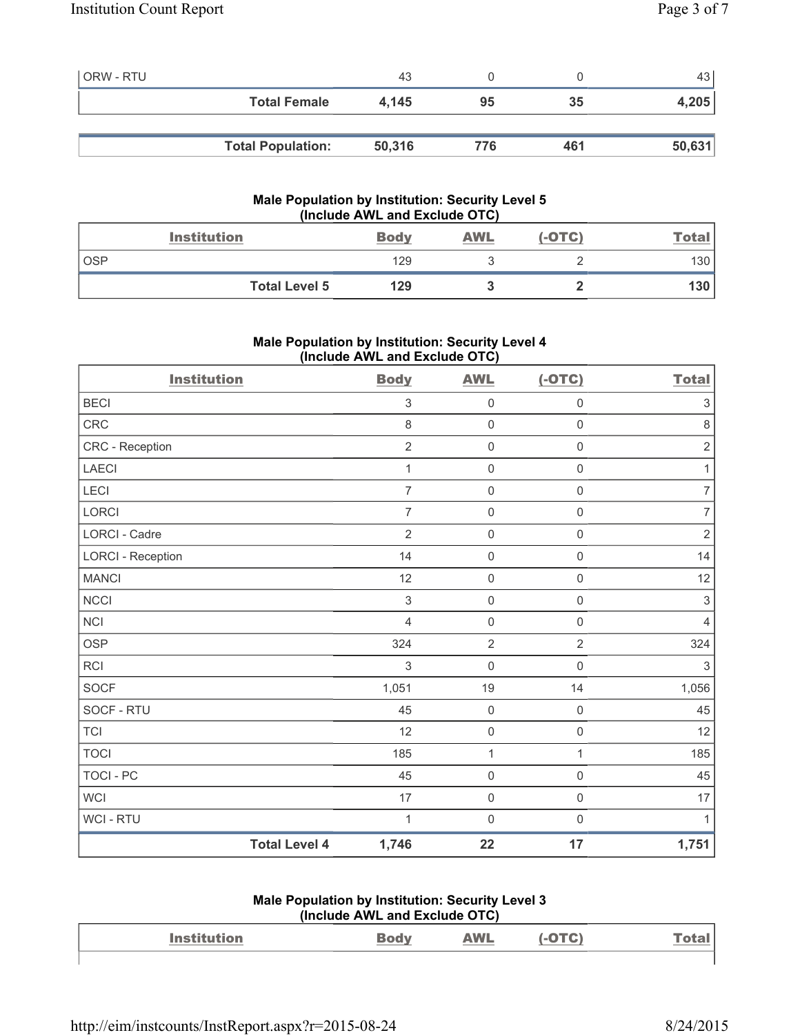| | | | | |
|---|---|---|---|---|
| ORW - RTU | 43 | 0 | 0 | 43 |
| **Total Female** | **4,145** | **95** | **35** | **4,205** |
| | | | | |
| **Total Population:** | **50,316** | **776** | **461** | **50,631** |

### Male Population by Institution: Security Level 5 (Include AWL and Exclude OTC)

| Institution | Body | AWL | (-OTC) | Total |
|---|---|---|---|---|
| OSP | 129 | 3 | 2 | 130 |
| **Total Level 5** | **129** | **3** | **2** | **130** |

### Male Population by Institution: Security Level 4 (Include AWL and Exclude OTC)

| Institution | Body | AWL | (-OTC) | Total |
|---|---|---|---|---|
| BECI | 3 | 0 | 0 | 3 |
| CRC | 8 | 0 | 0 | 8 |
| CRC - Reception | 2 | 0 | 0 | 2 |
| LAECI | 1 | 0 | 0 | 1 |
| LECI | 7 | 0 | 0 | 7 |
| LORCI | 7 | 0 | 0 | 7 |
| LORCI - Cadre | 2 | 0 | 0 | 2 |
| LORCI - Reception | 14 | 0 | 0 | 14 |
| MANCI | 12 | 0 | 0 | 12 |
| NCCI | 3 | 0 | 0 | 3 |
| NCI | 4 | 0 | 0 | 4 |
| OSP | 324 | 2 | 2 | 324 |
| RCI | 3 | 0 | 0 | 3 |
| SOCF | 1,051 | 19 | 14 | 1,056 |
| SOCF - RTU | 45 | 0 | 0 | 45 |
| TCI | 12 | 0 | 0 | 12 |
| TOCI | 185 | 1 | 1 | 185 |
| TOCI - PC | 45 | 0 | 0 | 45 |
| WCI | 17 | 0 | 0 | 17 |
| WCI - RTU | 1 | 0 | 0 | 1 |
| **Total Level 4** | **1,746** | **22** | **17** | **1,751** |

### Male Population by Institution: Security Level 3 (Include AWL and Exclude OTC)

| Institution | Body | AWL | (-OTC) | Total |
|---|---|---|---|---|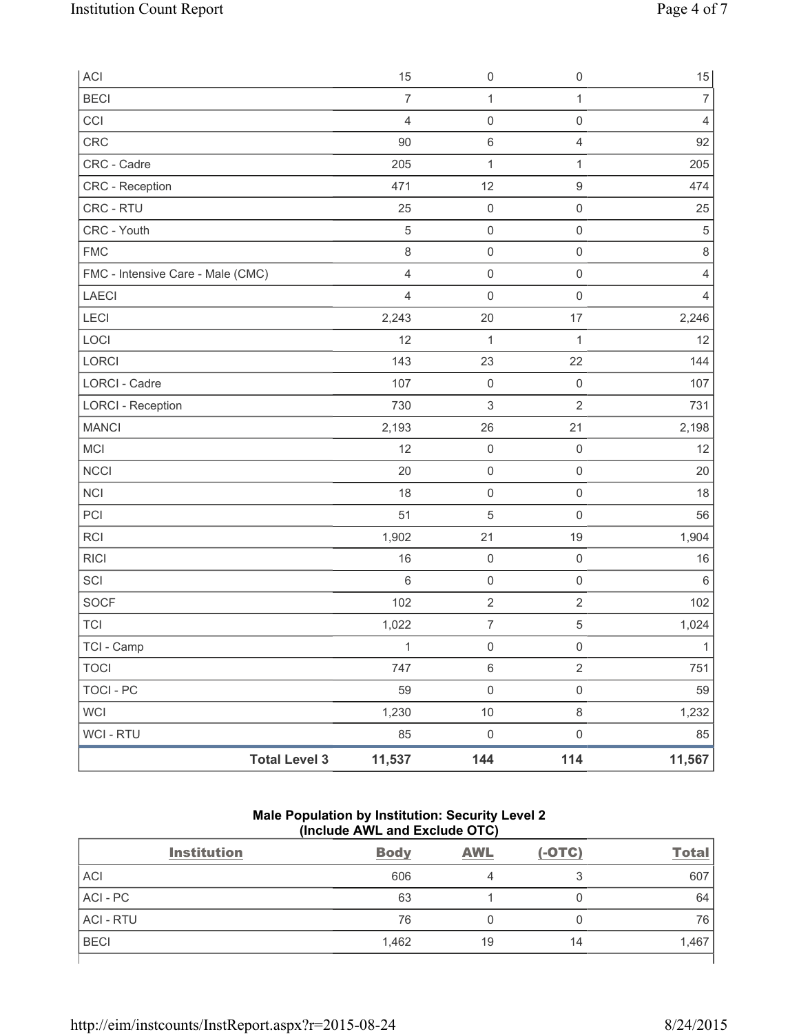| ACI | 15 | 0 | 0 | 15 |
|---|---|---|---|---|
| BECI | 7 | 1 | 1 | 7 |
| CCI | 4 | 0 | 0 | 4 |
| CRC | 90 | 6 | 4 | 92 |
| CRC - Cadre | 205 | 1 | 1 | 205 |
| CRC - Reception | 471 | 12 | 9 | 474 |
| CRC - RTU | 25 | 0 | 0 | 25 |
| CRC - Youth | 5 | 0 | 0 | 5 |
| FMC | 8 | 0 | 0 | 8 |
| FMC - Intensive Care - Male (CMC) | 4 | 0 | 0 | 4 |
| LAECI | 4 | 0 | 0 | 4 |
| LECI | 2,243 | 20 | 17 | 2,246 |
| LOCI | 12 | 1 | 1 | 12 |
| LORCI | 143 | 23 | 22 | 144 |
| LORCI - Cadre | 107 | 0 | 0 | 107 |
| LORCI - Reception | 730 | 3 | 2 | 731 |
| MANCI | 2,193 | 26 | 21 | 2,198 |
| MCI | 12 | 0 | 0 | 12 |
| NCCI | 20 | 0 | 0 | 20 |
| NCI | 18 | 0 | 0 | 18 |
| PCI | 51 | 5 | 0 | 56 |
| RCI | 1,902 | 21 | 19 | 1,904 |
| RICI | 16 | 0 | 0 | 16 |
| SCI | 6 | 0 | 0 | 6 |
| SOCF | 102 | 2 | 2 | 102 |
| TCI | 1,022 | 7 | 5 | 1,024 |
| TCI - Camp | 1 | 0 | 0 | 1 |
| TOCI | 747 | 6 | 2 | 751 |
| TOCI - PC | 59 | 0 | 0 | 59 |
| WCI | 1,230 | 10 | 8 | 1,232 |
| WCI - RTU | 85 | 0 | 0 | 85 |
| **Total Level 3** | **11,537** | **144** | **114** | **11,567** |

**Male Population by Institution: Security Level 2 (Include AWL and Exclude OTC)**

| Institution | Body | AWL | (-OTC) | Total |
|---|---|---|---|---|
| ACI | 606 | 4 | 3 | 607 |
| ACI - PC | 63 | 1 | 0 | 64 |
| ACI - RTU | 76 | 0 | 0 | 76 |
| BECI | 1,462 | 19 | 14 | 1,467 |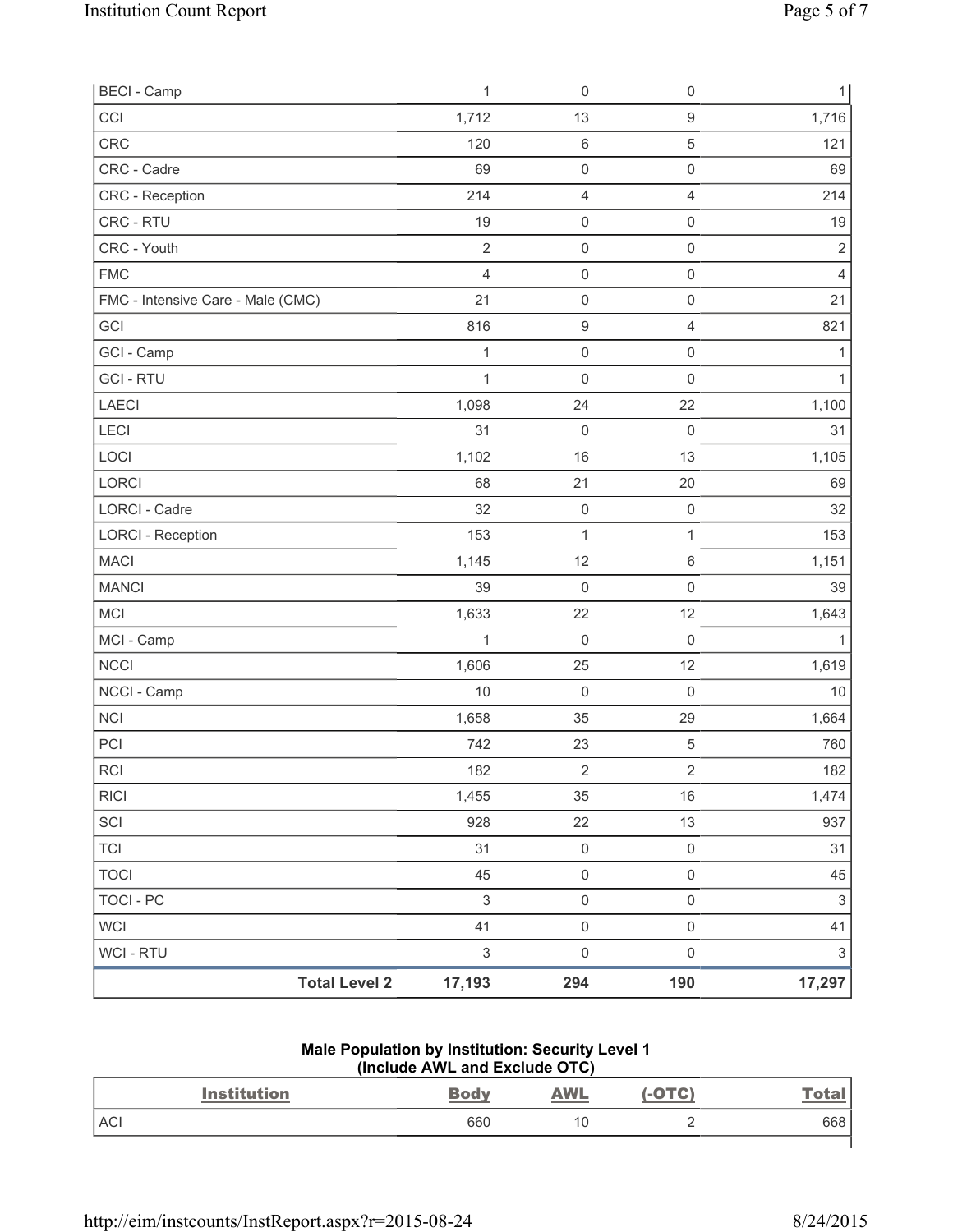| | | | | |
|---|---|---|---|---|
| BECI - Camp | 1 | 0 | 0 | 1 |
| CCI | 1,712 | 13 | 9 | 1,716 |
| CRC | 120 | 6 | 5 | 121 |
| CRC - Cadre | 69 | 0 | 0 | 69 |
| CRC - Reception | 214 | 4 | 4 | 214 |
| CRC - RTU | 19 | 0 | 0 | 19 |
| CRC - Youth | 2 | 0 | 0 | 2 |
| FMC | 4 | 0 | 0 | 4 |
| FMC - Intensive Care - Male (CMC) | 21 | 0 | 0 | 21 |
| GCI | 816 | 9 | 4 | 821 |
| GCI - Camp | 1 | 0 | 0 | 1 |
| GCI - RTU | 1 | 0 | 0 | 1 |
| LAECI | 1,098 | 24 | 22 | 1,100 |
| LECI | 31 | 0 | 0 | 31 |
| LOCI | 1,102 | 16 | 13 | 1,105 |
| LORCI | 68 | 21 | 20 | 69 |
| LORCI - Cadre | 32 | 0 | 0 | 32 |
| LORCI - Reception | 153 | 1 | 1 | 153 |
| MACI | 1,145 | 12 | 6 | 1,151 |
| MANCI | 39 | 0 | 0 | 39 |
| MCI | 1,633 | 22 | 12 | 1,643 |
| MCI - Camp | 1 | 0 | 0 | 1 |
| NCCI | 1,606 | 25 | 12 | 1,619 |
| NCCI - Camp | 10 | 0 | 0 | 10 |
| NCI | 1,658 | 35 | 29 | 1,664 |
| PCI | 742 | 23 | 5 | 760 |
| RCI | 182 | 2 | 2 | 182 |
| RICI | 1,455 | 35 | 16 | 1,474 |
| SCI | 928 | 22 | 13 | 937 |
| TCI | 31 | 0 | 0 | 31 |
| TOCI | 45 | 0 | 0 | 45 |
| TOCI - PC | 3 | 0 | 0 | 3 |
| WCI | 41 | 0 | 0 | 41 |
| WCI - RTU | 3 | 0 | 0 | 3 |
| **Total Level 2** | **17,193** | **294** | **190** | **17,297** |

### Male Population by Institution: Security Level 1 (Include AWL and Exclude OTC)

| Institution | Body | AWL | (-OTC) | Total |
|---|---|---|---|---|
| ACI | 660 | 10 | 2 | 668 |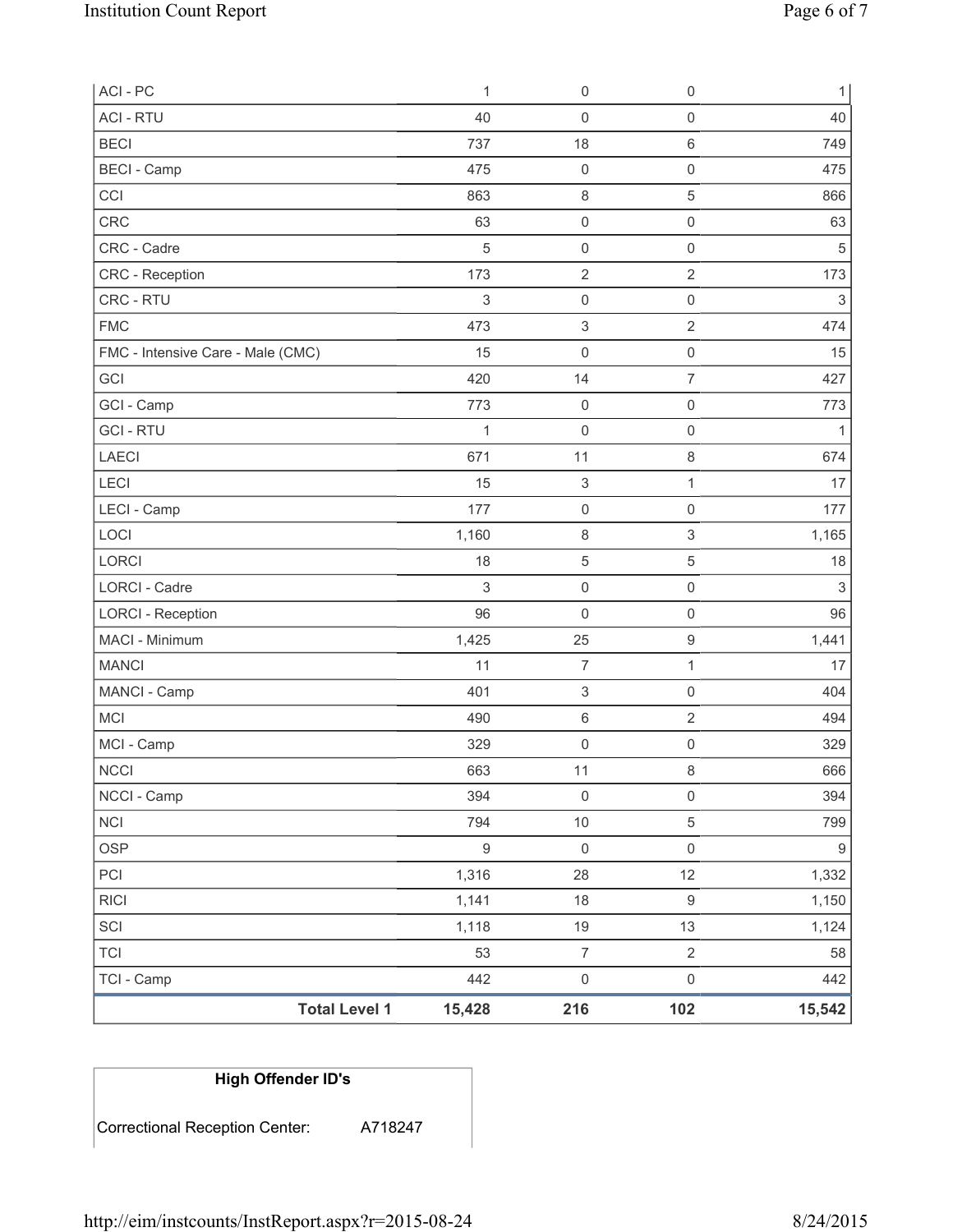| | | | | |
|---|---|---|---|---|
| ACI - PC | 1 | 0 | 0 | 1 |
| ACI - RTU | 40 | 0 | 0 | 40 |
| BECI | 737 | 18 | 6 | 749 |
| BECI - Camp | 475 | 0 | 0 | 475 |
| CCI | 863 | 8 | 5 | 866 |
| CRC | 63 | 0 | 0 | 63 |
| CRC - Cadre | 5 | 0 | 0 | 5 |
| CRC - Reception | 173 | 2 | 2 | 173 |
| CRC - RTU | 3 | 0 | 0 | 3 |
| FMC | 473 | 3 | 2 | 474 |
| FMC - Intensive Care - Male (CMC) | 15 | 0 | 0 | 15 |
| GCI | 420 | 14 | 7 | 427 |
| GCI - Camp | 773 | 0 | 0 | 773 |
| GCI - RTU | 1 | 0 | 0 | 1 |
| LAECI | 671 | 11 | 8 | 674 |
| LECI | 15 | 3 | 1 | 17 |
| LECI - Camp | 177 | 0 | 0 | 177 |
| LOCI | 1,160 | 8 | 3 | 1,165 |
| LORCI | 18 | 5 | 5 | 18 |
| LORCI - Cadre | 3 | 0 | 0 | 3 |
| LORCI - Reception | 96 | 0 | 0 | 96 |
| MACI - Minimum | 1,425 | 25 | 9 | 1,441 |
| MANCI | 11 | 7 | 1 | 17 |
| MANCI - Camp | 401 | 3 | 0 | 404 |
| MCI | 490 | 6 | 2 | 494 |
| MCI - Camp | 329 | 0 | 0 | 329 |
| NCCI | 663 | 11 | 8 | 666 |
| NCCI - Camp | 394 | 0 | 0 | 394 |
| NCI | 794 | 10 | 5 | 799 |
| OSP | 9 | 0 | 0 | 9 |
| PCI | 1,316 | 28 | 12 | 1,332 |
| RICI | 1,141 | 18 | 9 | 1,150 |
| SCI | 1,118 | 19 | 13 | 1,124 |
| TCI | 53 | 7 | 2 | 58 |
| TCI - Camp | 442 | 0 | 0 | 442 |
| **Total Level 1** | **15,428** | **216** | **102** | **15,542** |

| High Offender ID's | |
|---|---|
| Correctional Reception Center: | A718247 |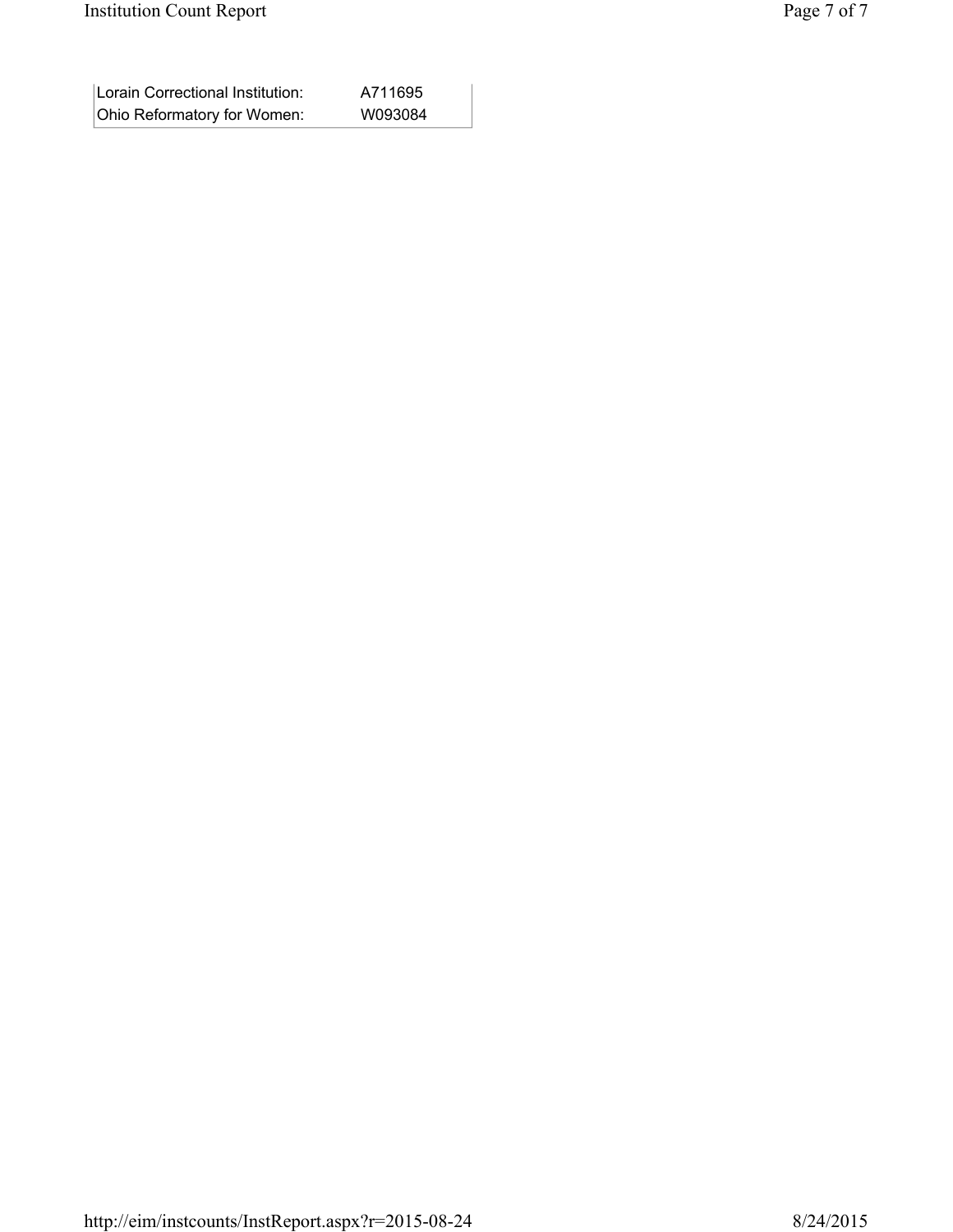| | |
|---|---|
| Lorain Correctional Institution: | A711695 |
| Ohio Reformatory for Women: | W093084 |